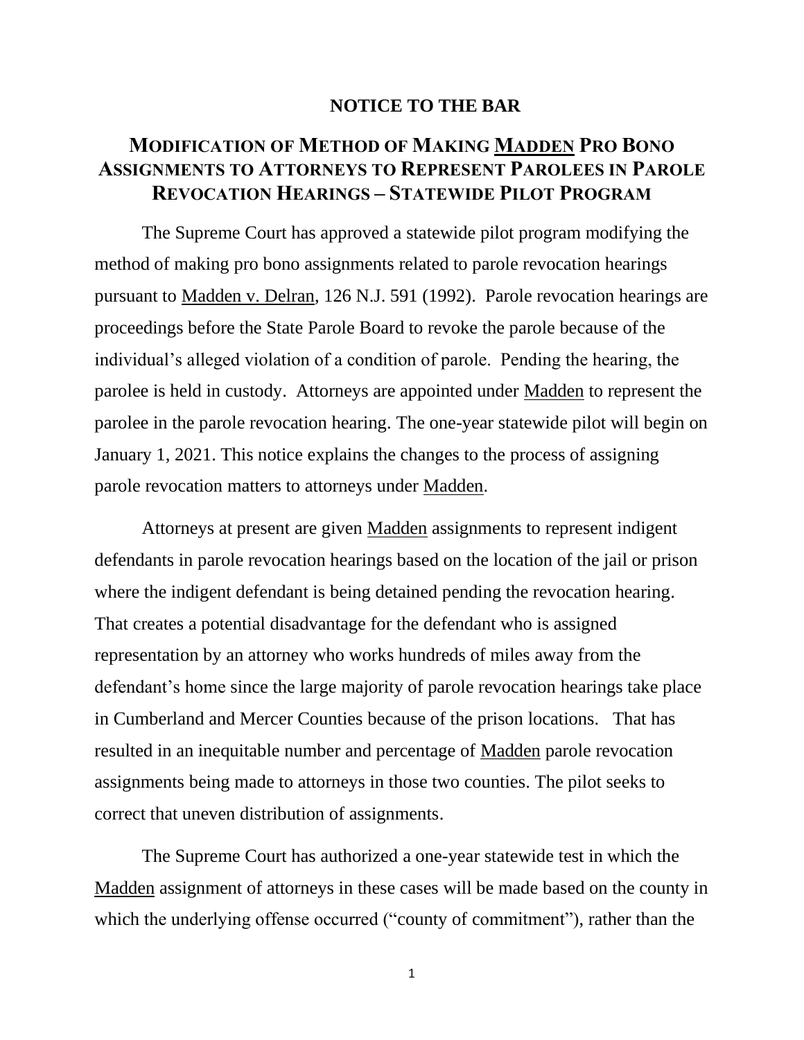**NOTICE TO THE BAR**

## MODIFICATION OF METHOD OF MAKING MADDEN PRO BONO ASSIGNMENTS TO ATTORNEYS TO REPRESENT PAROLEES IN PAROLE REVOCATION HEARINGS – STATEWIDE PILOT PROGRAM

The Supreme Court has approved a statewide pilot program modifying the method of making pro bono assignments related to parole revocation hearings pursuant to Madden v. Delran, 126 N.J. 591 (1992). Parole revocation hearings are proceedings before the State Parole Board to revoke the parole because of the individual's alleged violation of a condition of parole. Pending the hearing, the parolee is held in custody. Attorneys are appointed under Madden to represent the parolee in the parole revocation hearing. The one-year statewide pilot will begin on January 1, 2021. This notice explains the changes to the process of assigning parole revocation matters to attorneys under Madden.

Attorneys at present are given Madden assignments to represent indigent defendants in parole revocation hearings based on the location of the jail or prison where the indigent defendant is being detained pending the revocation hearing. That creates a potential disadvantage for the defendant who is assigned representation by an attorney who works hundreds of miles away from the defendant's home since the large majority of parole revocation hearings take place in Cumberland and Mercer Counties because of the prison locations. That has resulted in an inequitable number and percentage of Madden parole revocation assignments being made to attorneys in those two counties. The pilot seeks to correct that uneven distribution of assignments.

The Supreme Court has authorized a one-year statewide test in which the Madden assignment of attorneys in these cases will be made based on the county in which the underlying offense occurred ("county of commitment"), rather than the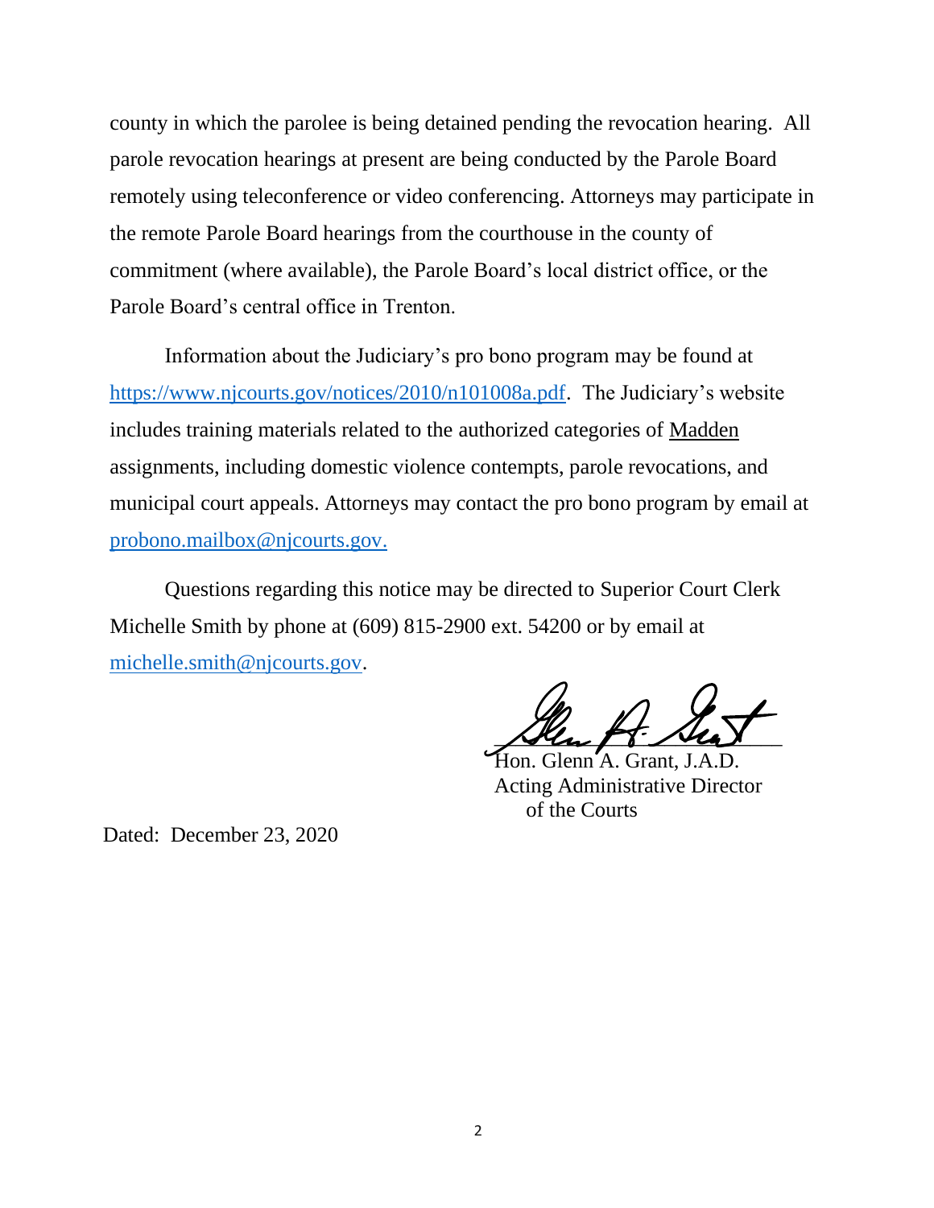county in which the parolee is being detained pending the revocation hearing. All parole revocation hearings at present are being conducted by the Parole Board remotely using teleconference or video conferencing. Attorneys may participate in the remote Parole Board hearings from the courthouse in the county of commitment (where available), the Parole Board's local district office, or the Parole Board's central office in Trenton.

Information about the Judiciary's pro bono program may be found at https://www.njcourts.gov/notices/2010/n101008a.pdf. The Judiciary's website includes training materials related to the authorized categories of Madden assignments, including domestic violence contempts, parole revocations, and municipal court appeals. Attorneys may contact the pro bono program by email at probono.mailbox@njcourts.gov.

Questions regarding this notice may be directed to Superior Court Clerk Michelle Smith by phone at (609) 815-2900 ext. 54200 or by email at michelle.smith@njcourts.gov.

Hon. Glenn A. Grant, J.A.D.
Acting Administrative Director
of the Courts

Dated: December 23, 2020